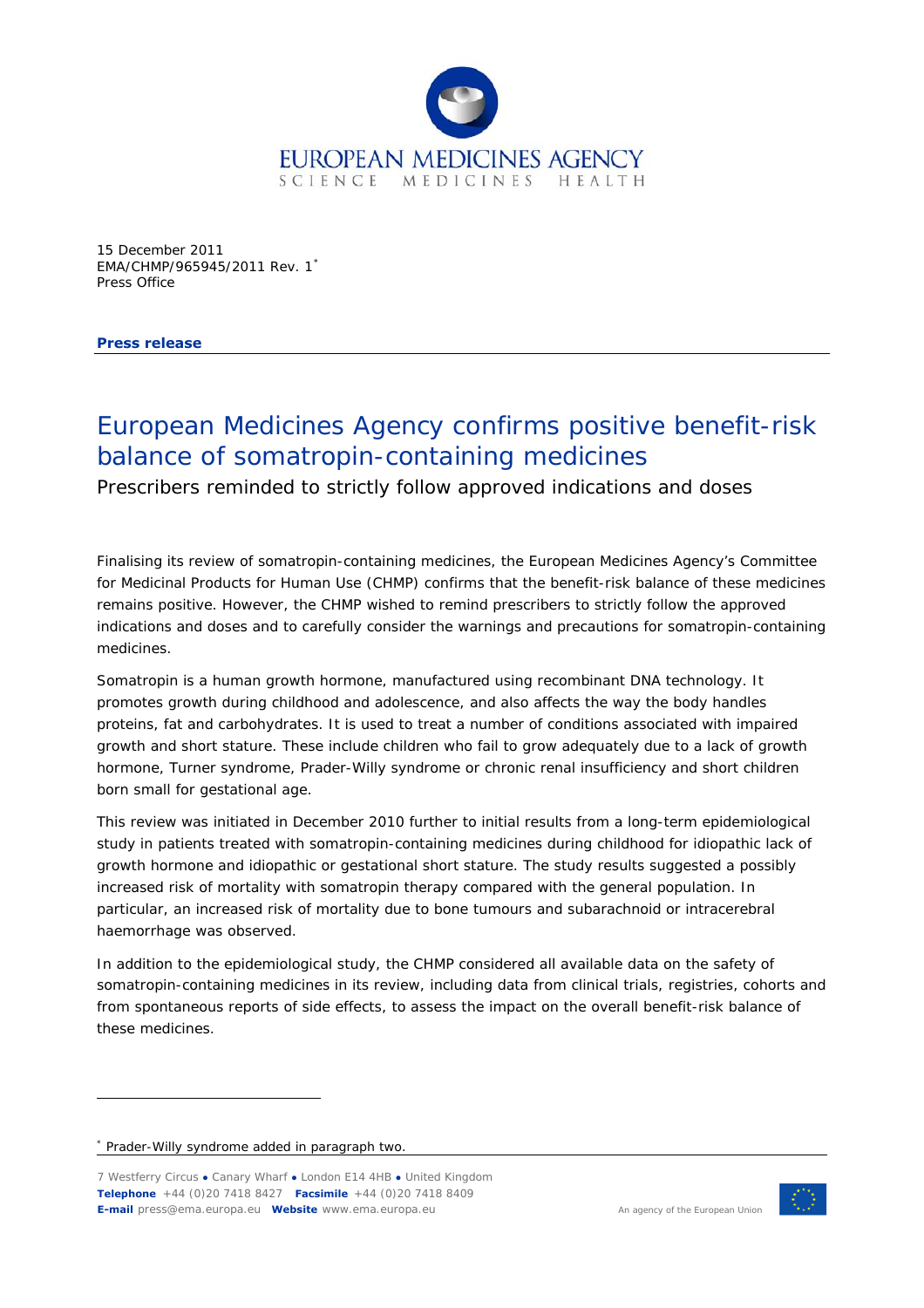15 December 2011
EMA/CHMP/965945/2011 Rev. 1[*]
Press Office

**Press release**

# European Medicines Agency confirms positive benefit-risk balance of somatropin-containing medicines

Prescribers reminded to strictly follow approved indications and doses

Finalising its review of somatropin-containing medicines, the European Medicines Agency's Committee for Medicinal Products for Human Use (CHMP) confirms that the benefit-risk balance of these medicines remains positive. However, the CHMP wished to remind prescribers to strictly follow the approved indications and doses and to carefully consider the warnings and precautions for somatropin-containing medicines.

Somatropin is a human growth hormone, manufactured using recombinant DNA technology. It promotes growth during childhood and adolescence, and also affects the way the body handles proteins, fat and carbohydrates. It is used to treat a number of conditions associated with impaired growth and short stature. These include children who fail to grow adequately due to a lack of growth hormone, Turner syndrome, Prader-Willy syndrome or chronic renal insufficiency and short children born small for gestational age.

This review was initiated in December 2010 further to initial results from a long-term epidemiological study in patients treated with somatropin-containing medicines during childhood for idiopathic lack of growth hormone and idiopathic or gestational short stature. The study results suggested a possibly increased risk of mortality with somatropin therapy compared with the general population. In particular, an increased risk of mortality due to bone tumours and subarachnoid or intracerebral haemorrhage was observed.

In addition to the epidemiological study, the CHMP considered all available data on the safety of somatropin-containing medicines in its review, including data from clinical trials, registries, cohorts and from spontaneous reports of side effects, to assess the impact on the overall benefit-risk balance of these medicines.

[*] Prader-Willy syndrome added in paragraph two.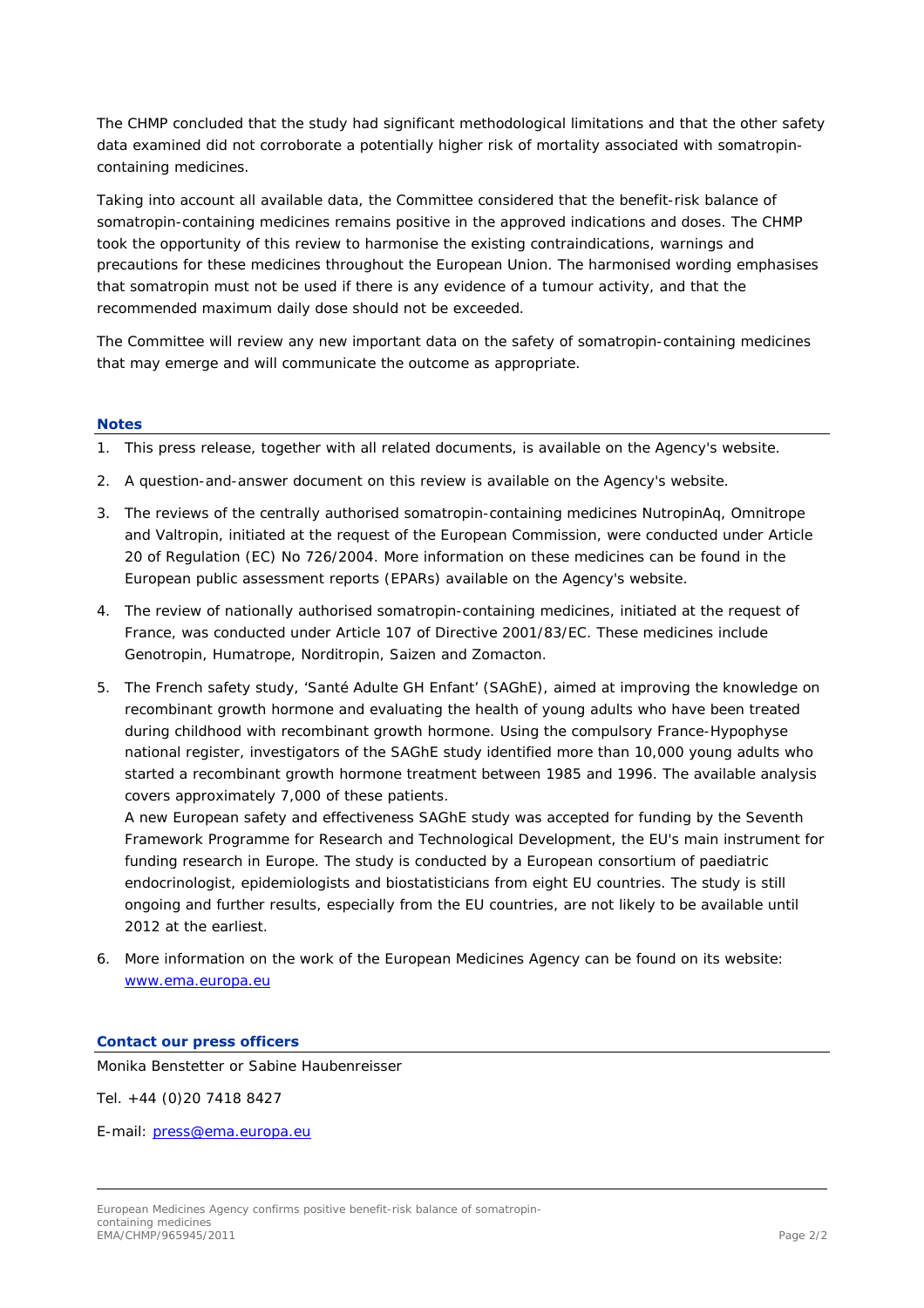The CHMP concluded that the study had significant methodological limitations and that the other safety data examined did not corroborate a potentially higher risk of mortality associated with somatropin-containing medicines.

Taking into account all available data, the Committee considered that the benefit-risk balance of somatropin-containing medicines remains positive in the approved indications and doses. The CHMP took the opportunity of this review to harmonise the existing contraindications, warnings and precautions for these medicines throughout the European Union. The harmonised wording emphasises that somatropin must not be used if there is any evidence of a tumour activity, and that the recommended maximum daily dose should not be exceeded.

The Committee will review any new important data on the safety of somatropin-containing medicines that may emerge and will communicate the outcome as appropriate.

## Notes

1. This press release, together with all related documents, is available on the Agency's website.
2. A question-and-answer document on this review is available on the Agency's website.
3. The reviews of the centrally authorised somatropin-containing medicines NutropinAq, Omnitrope and Valtropin, initiated at the request of the European Commission, were conducted under Article 20 of Regulation (EC) No 726/2004. More information on these medicines can be found in the European public assessment reports (EPARs) available on the Agency's website.
4. The review of nationally authorised somatropin-containing medicines, initiated at the request of France, was conducted under Article 107 of Directive 2001/83/EC. These medicines include Genotropin, Humatrope, Norditropin, Saizen and Zomacton.
5. The French safety study, 'Santé Adulte GH Enfant' (SAGhE), aimed at improving the knowledge on recombinant growth hormone and evaluating the health of young adults who have been treated during childhood with recombinant growth hormone. Using the compulsory France-Hypophyse national register, investigators of the SAGhE study identified more than 10,000 young adults who started a recombinant growth hormone treatment between 1985 and 1996. The available analysis covers approximately 7,000 of these patients.
   A new European safety and effectiveness SAGhE study was accepted for funding by the Seventh Framework Programme for Research and Technological Development, the EU's main instrument for funding research in Europe. The study is conducted by a European consortium of paediatric endocrinologist, epidemiologists and biostatisticians from eight EU countries. The study is still ongoing and further results, especially from the EU countries, are not likely to be available until 2012 at the earliest.
6. More information on the work of the European Medicines Agency can be found on its website: www.ema.europa.eu

## Contact our press officers

Monika Benstetter or Sabine Haubenreisser

Tel. +44 (0)20 7418 8427

E-mail: press@ema.europa.eu